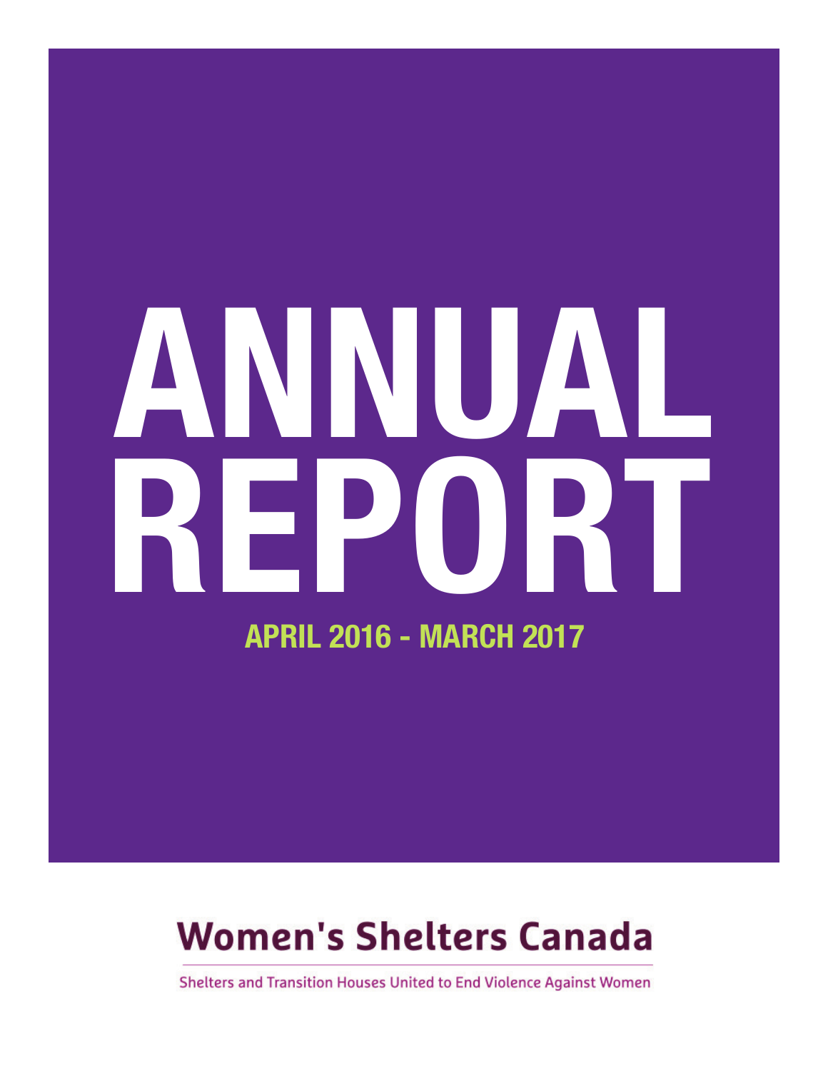# ANNUAL REPORT

## APRIL 2016 - MARCH 2017

**Women's Shelters Canada**

Shelters and Transition Houses United to End Violence Against Women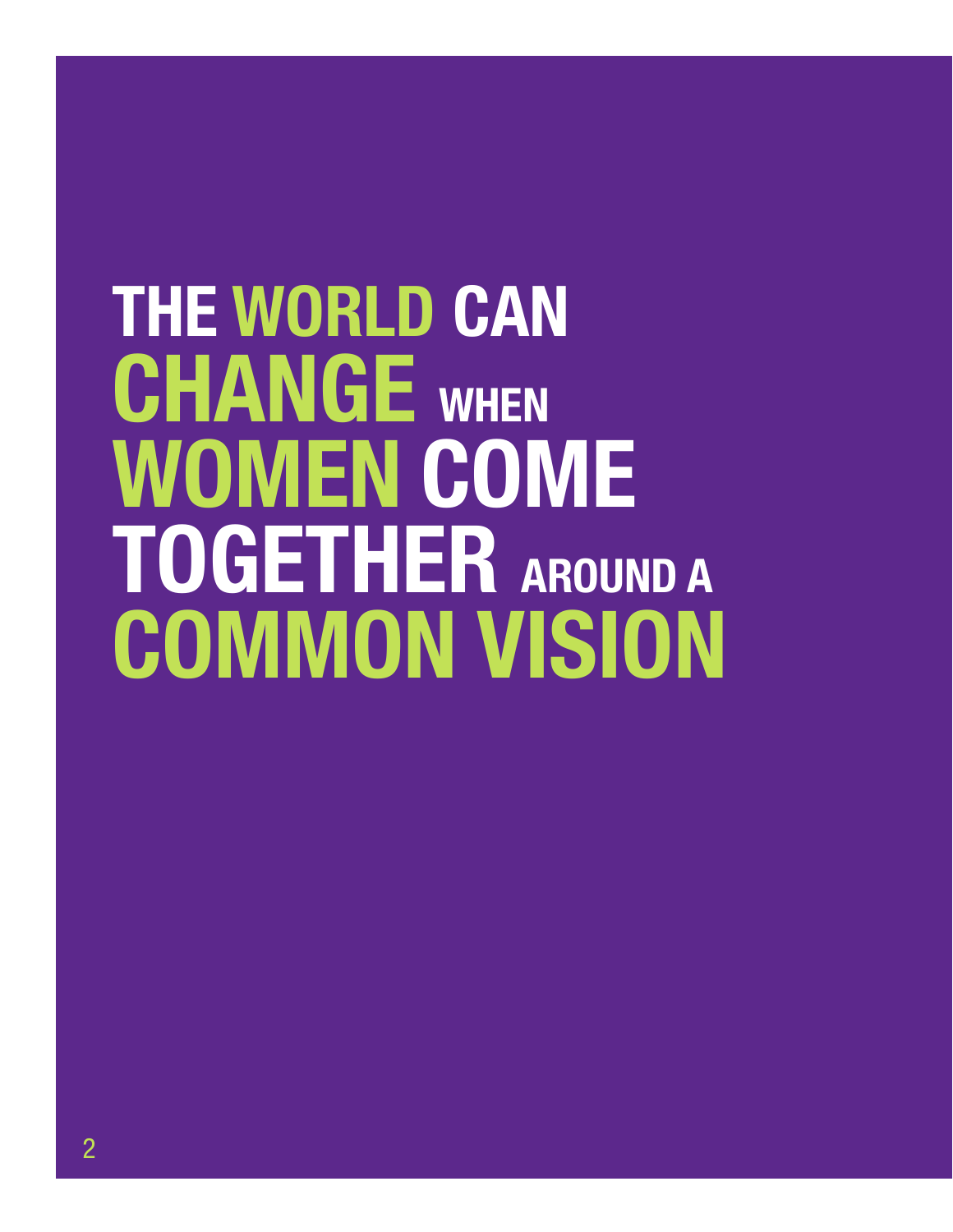# THE WORLD CAN CHANGE WHEN WOMEN COME TOGETHER AROUND A COMMON VISION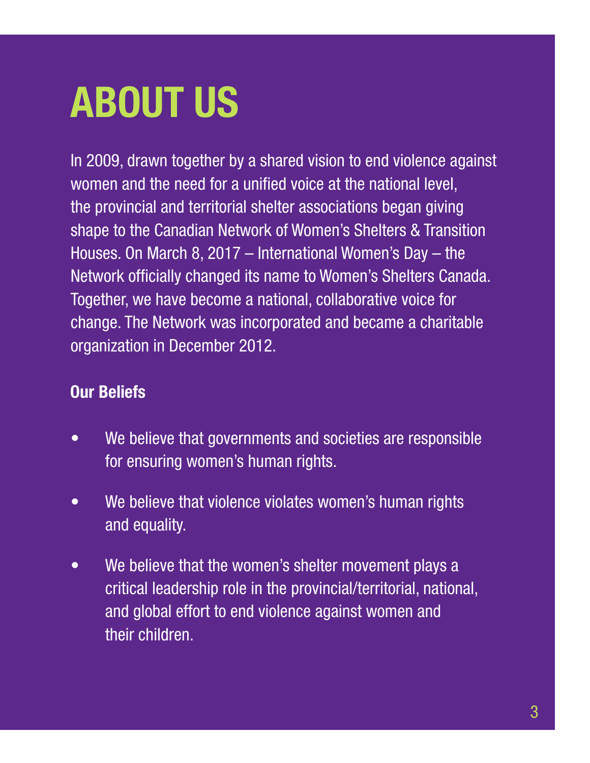# ABOUT US

In 2009, drawn together by a shared vision to end violence against women and the need for a unified voice at the national level, the provincial and territorial shelter associations began giving shape to the Canadian Network of Women's Shelters & Transition Houses. On March 8, 2017 – International Women's Day – the Network officially changed its name to Women's Shelters Canada. Together, we have become a national, collaborative voice for change. The Network was incorporated and became a charitable organization in December 2012.

## Our Beliefs

- We believe that governments and societies are responsible for ensuring women's human rights.
- We believe that violence violates women's human rights and equality.
- We believe that the women's shelter movement plays a critical leadership role in the provincial/territorial, national, and global effort to end violence against women and their children.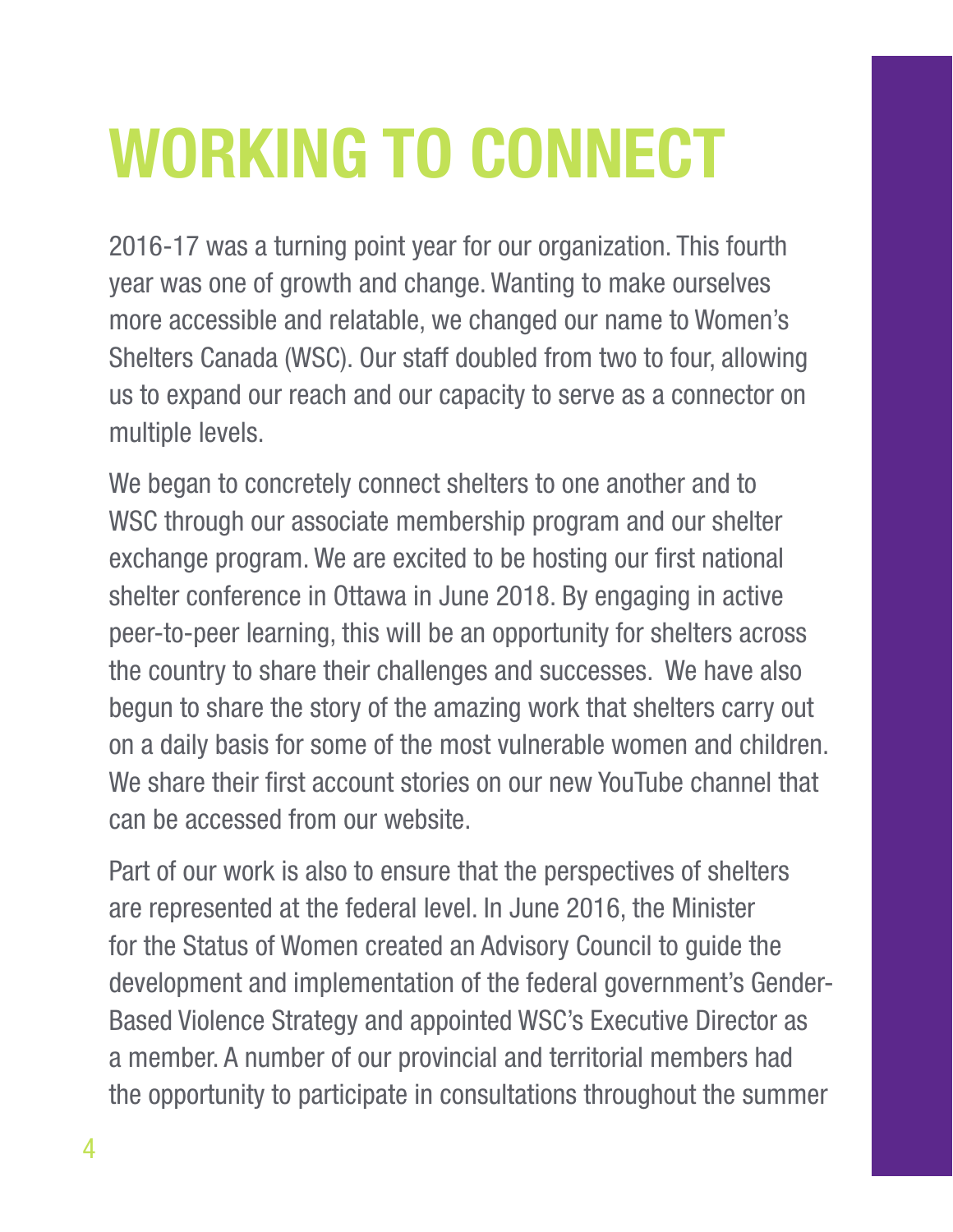# WORKING TO CONNECT

2016-17 was a turning point year for our organization. This fourth year was one of growth and change. Wanting to make ourselves more accessible and relatable, we changed our name to Women's Shelters Canada (WSC). Our staff doubled from two to four, allowing us to expand our reach and our capacity to serve as a connector on multiple levels.

We began to concretely connect shelters to one another and to WSC through our associate membership program and our shelter exchange program. We are excited to be hosting our first national shelter conference in Ottawa in June 2018. By engaging in active peer-to-peer learning, this will be an opportunity for shelters across the country to share their challenges and successes. We have also begun to share the story of the amazing work that shelters carry out on a daily basis for some of the most vulnerable women and children. We share their first account stories on our new YouTube channel that can be accessed from our website.

Part of our work is also to ensure that the perspectives of shelters are represented at the federal level. In June 2016, the Minister for the Status of Women created an Advisory Council to guide the development and implementation of the federal government's Gender-Based Violence Strategy and appointed WSC's Executive Director as a member. A number of our provincial and territorial members had the opportunity to participate in consultations throughout the summer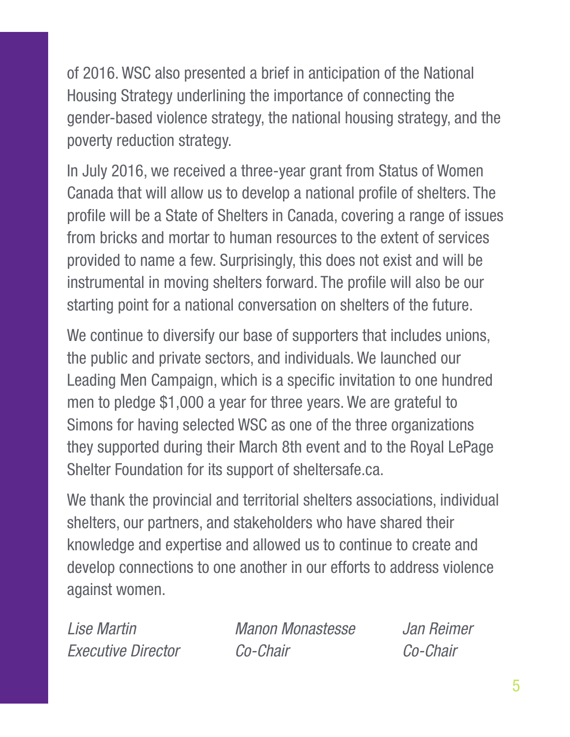of 2016. WSC also presented a brief in anticipation of the National Housing Strategy underlining the importance of connecting the gender-based violence strategy, the national housing strategy, and the poverty reduction strategy.

In July 2016, we received a three-year grant from Status of Women Canada that will allow us to develop a national profile of shelters. The profile will be a State of Shelters in Canada, covering a range of issues from bricks and mortar to human resources to the extent of services provided to name a few. Surprisingly, this does not exist and will be instrumental in moving shelters forward. The profile will also be our starting point for a national conversation on shelters of the future.

We continue to diversify our base of supporters that includes unions, the public and private sectors, and individuals. We launched our Leading Men Campaign, which is a specific invitation to one hundred men to pledge $1,000 a year for three years. We are grateful to Simons for having selected WSC as one of the three organizations they supported during their March 8th event and to the Royal LePage Shelter Foundation for its support of sheltersafe.ca.

We thank the provincial and territorial shelters associations, individual shelters, our partners, and stakeholders who have shared their knowledge and expertise and allowed us to continue to create and develop connections to one another in our efforts to address violence against women.

*Lise Martin*
*Executive Director*

*Manon Monastesse*
*Co-Chair*

*Jan Reimer*
*Co-Chair*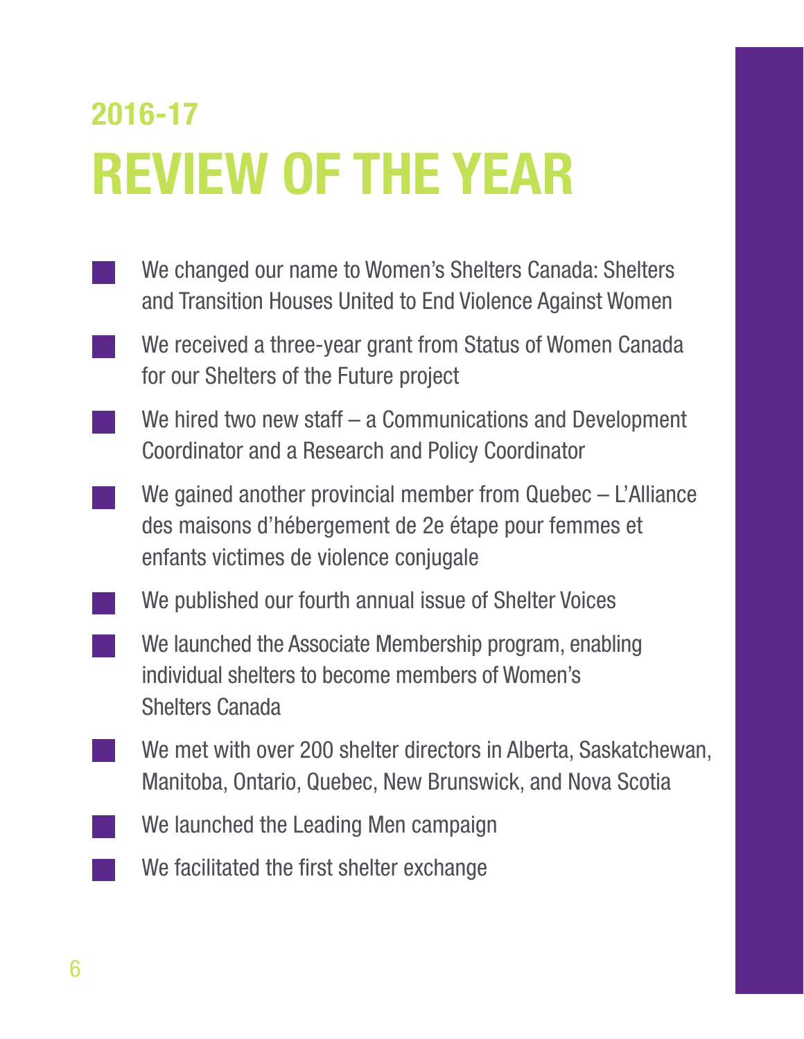## 2016-17

# REVIEW OF THE YEAR

- We changed our name to Women's Shelters Canada: Shelters and Transition Houses United to End Violence Against Women
- We received a three-year grant from Status of Women Canada for our Shelters of the Future project
- We hired two new staff – a Communications and Development Coordinator and a Research and Policy Coordinator
- We gained another provincial member from Quebec – L'Alliance des maisons d'hébergement de 2e étape pour femmes et enfants victimes de violence conjugale
- We published our fourth annual issue of Shelter Voices
- We launched the Associate Membership program, enabling individual shelters to become members of Women's Shelters Canada
- We met with over 200 shelter directors in Alberta, Saskatchewan, Manitoba, Ontario, Quebec, New Brunswick, and Nova Scotia
- We launched the Leading Men campaign
- We facilitated the first shelter exchange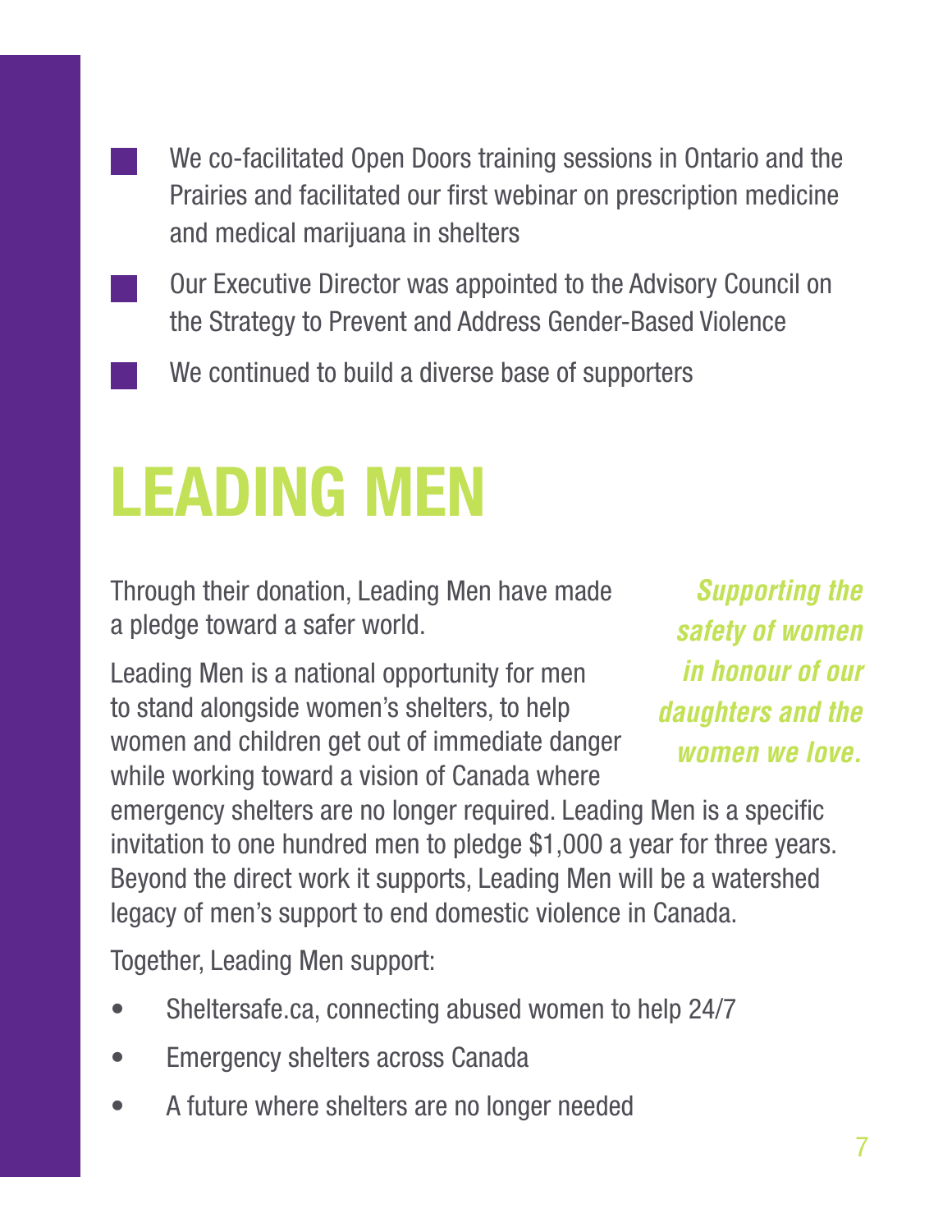- We co-facilitated Open Doors training sessions in Ontario and the Prairies and facilitated our first webinar on prescription medicine and medical marijuana in shelters
- Our Executive Director was appointed to the Advisory Council on the Strategy to Prevent and Address Gender-Based Violence
- We continued to build a diverse base of supporters

# LEADING MEN

*Supporting the safety of women in honour of our daughters and the women we love.*

Through their donation, Leading Men have made a pledge toward a safer world.

Leading Men is a national opportunity for men to stand alongside women's shelters, to help women and children get out of immediate danger while working toward a vision of Canada where emergency shelters are no longer required. Leading Men is a specific invitation to one hundred men to pledge $1,000 a year for three years. Beyond the direct work it supports, Leading Men will be a watershed legacy of men's support to end domestic violence in Canada.

Together, Leading Men support:

- Sheltersafe.ca, connecting abused women to help 24/7
- Emergency shelters across Canada
- A future where shelters are no longer needed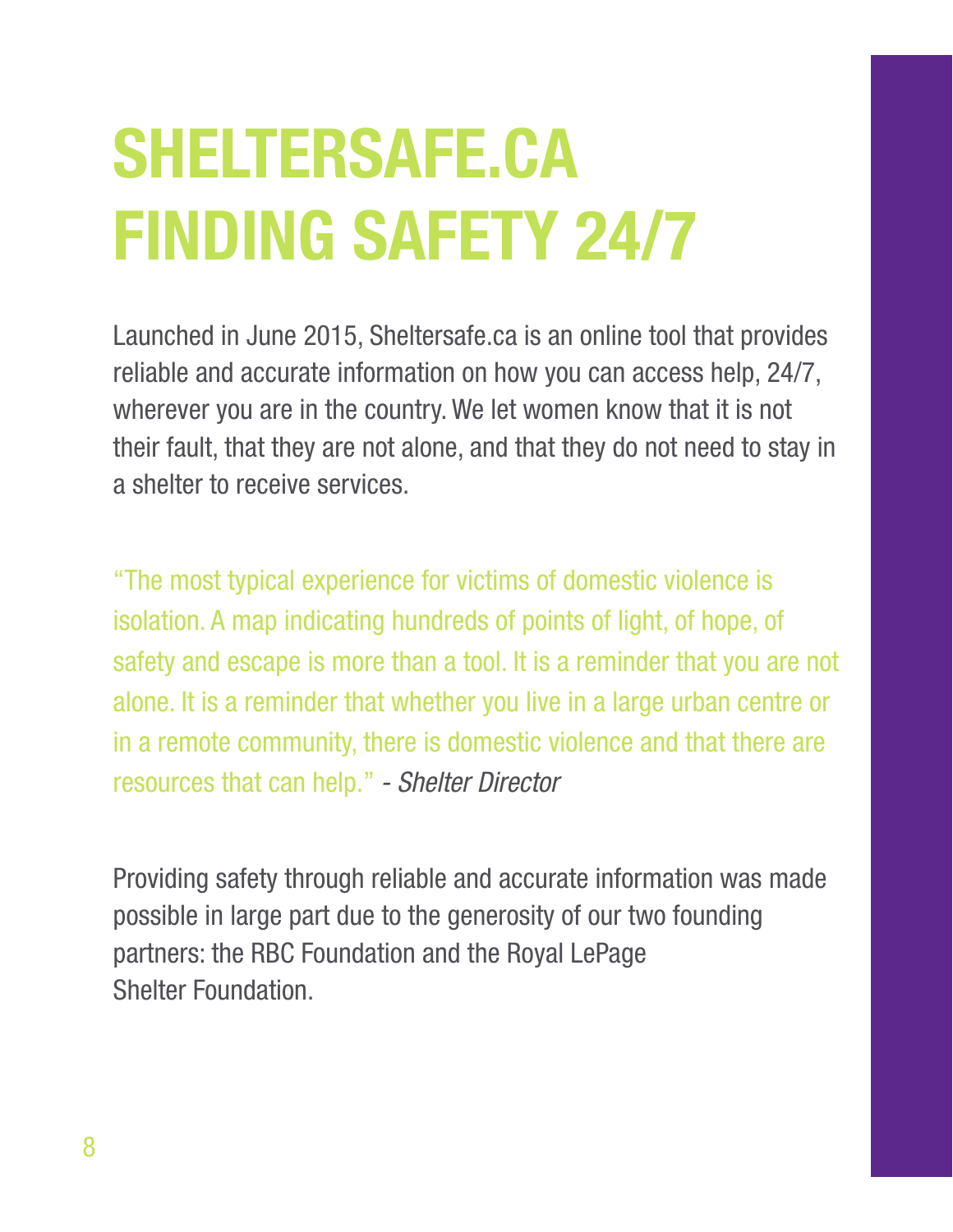# SHELTERSAFE.CA FINDING SAFETY 24/7

Launched in June 2015, Sheltersafe.ca is an online tool that provides reliable and accurate information on how you can access help, 24/7, wherever you are in the country. We let women know that it is not their fault, that they are not alone, and that they do not need to stay in a shelter to receive services.

"The most typical experience for victims of domestic violence is isolation. A map indicating hundreds of points of light, of hope, of safety and escape is more than a tool. It is a reminder that you are not alone. It is a reminder that whether you live in a large urban centre or in a remote community, there is domestic violence and that there are resources that can help." *- Shelter Director*

Providing safety through reliable and accurate information was made possible in large part due to the generosity of our two founding partners: the RBC Foundation and the Royal LePage Shelter Foundation.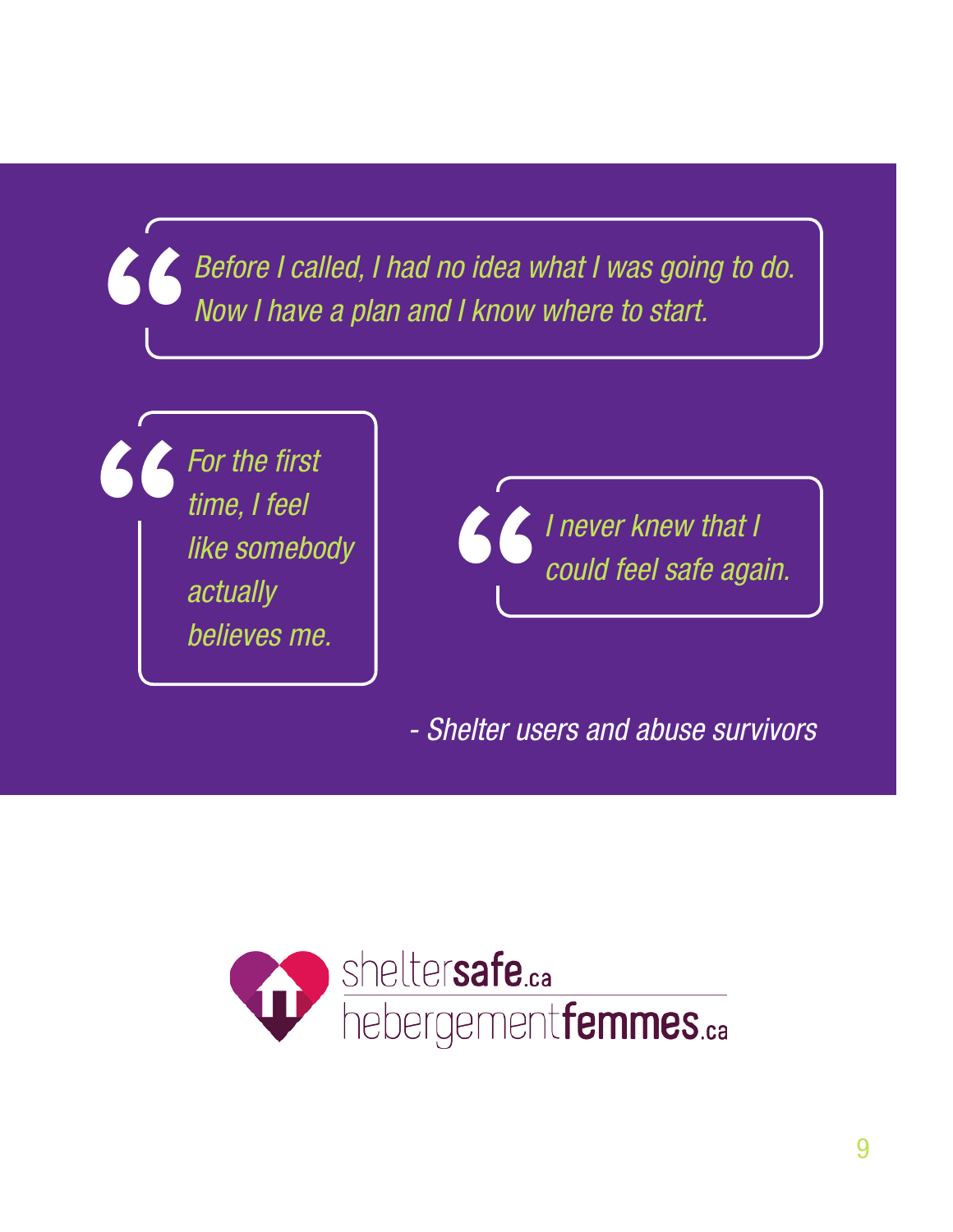> *Before I called, I had no idea what I was going to do. Now I have a plan and I know where to start.*

> *For the first time, I feel like somebody actually believes me.*

> *I never knew that I could feel safe again.*

*- Shelter users and abuse survivors*

sheltersafe.ca
hebergementfemmes.ca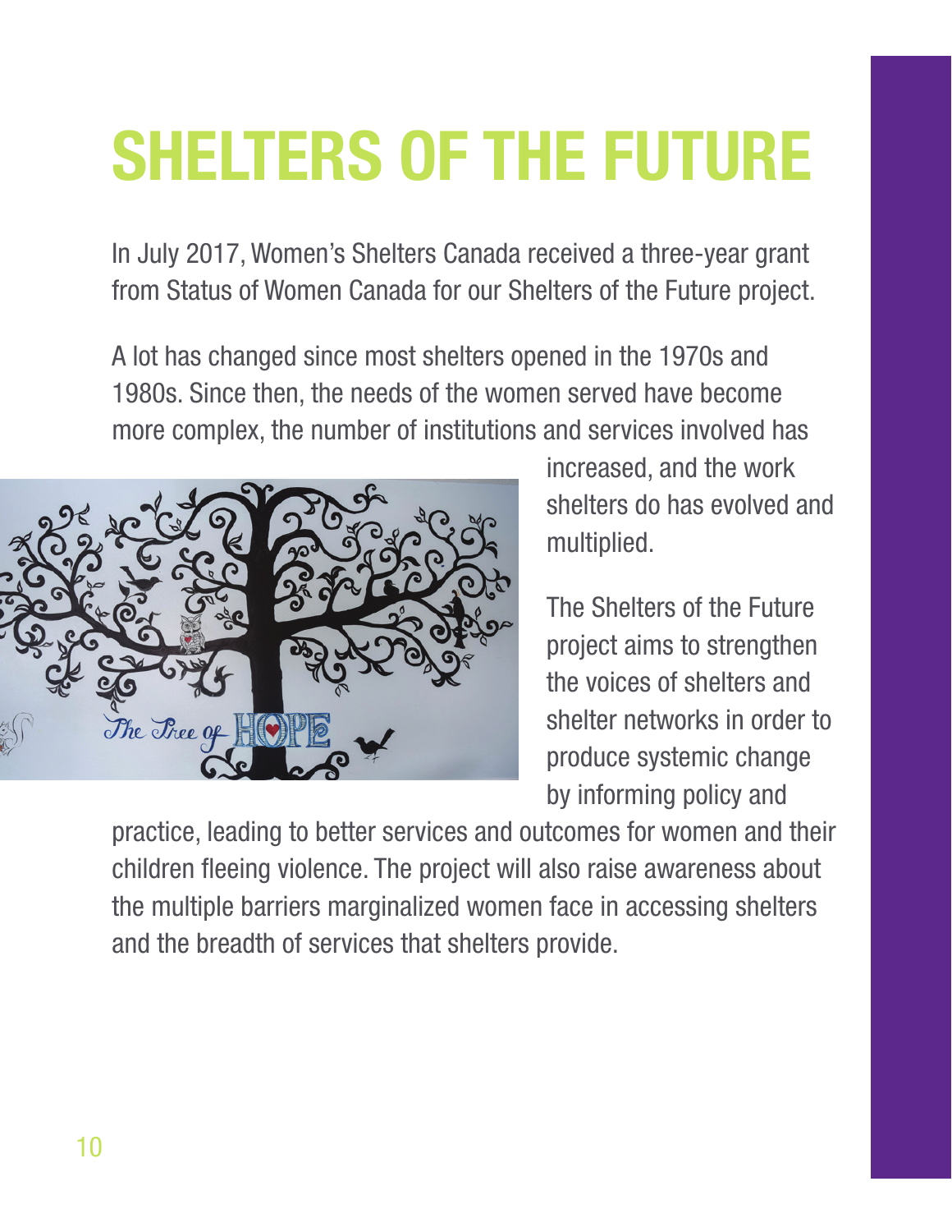# SHELTERS OF THE FUTURE

In July 2017, Women's Shelters Canada received a three-year grant from Status of Women Canada for our Shelters of the Future project.

A lot has changed since most shelters opened in the 1970s and 1980s. Since then, the needs of the women served have become more complex, the number of institutions and services involved has increased, and the work shelters do has evolved and multiplied.

The Shelters of the Future project aims to strengthen the voices of shelters and shelter networks in order to produce systemic change by informing policy and practice, leading to better services and outcomes for women and their children fleeing violence. The project will also raise awareness about the multiple barriers marginalized women face in accessing shelters and the breadth of services that shelters provide.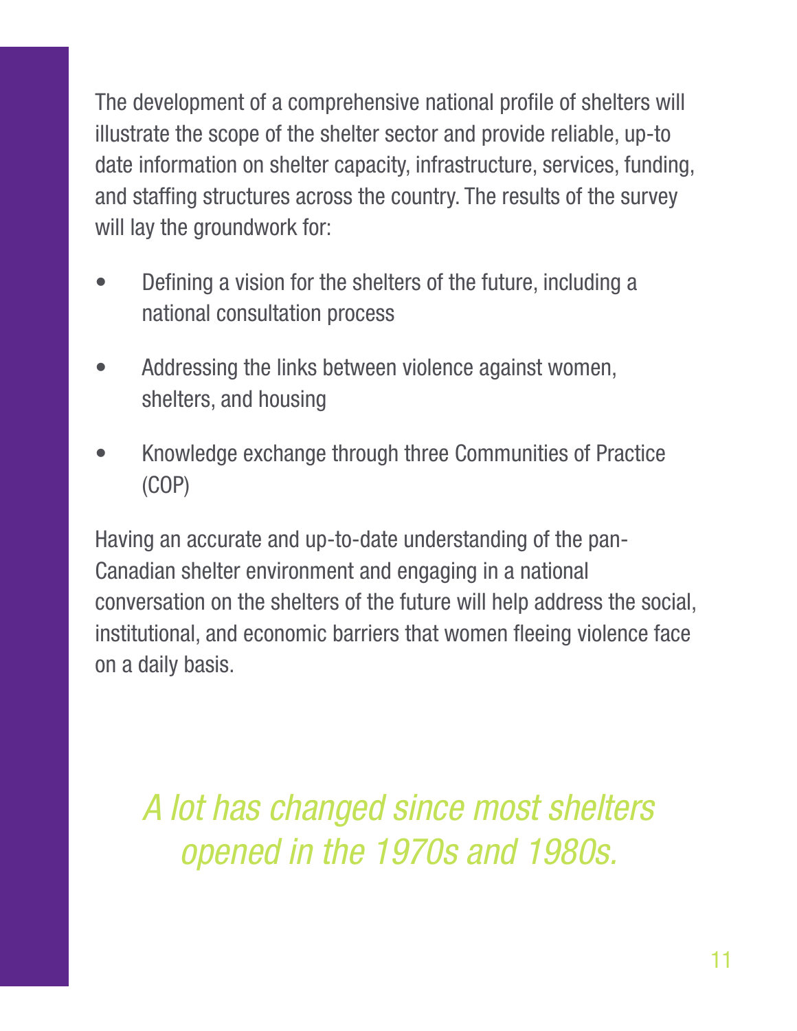The development of a comprehensive national profile of shelters will illustrate the scope of the shelter sector and provide reliable, up-to date information on shelter capacity, infrastructure, services, funding, and staffing structures across the country. The results of the survey will lay the groundwork for:

- Defining a vision for the shelters of the future, including a national consultation process
- Addressing the links between violence against women, shelters, and housing
- Knowledge exchange through three Communities of Practice (COP)

Having an accurate and up-to-date understanding of the pan-Canadian shelter environment and engaging in a national conversation on the shelters of the future will help address the social, institutional, and economic barriers that women fleeing violence face on a daily basis.

*A lot has changed since most shelters opened in the 1970s and 1980s.*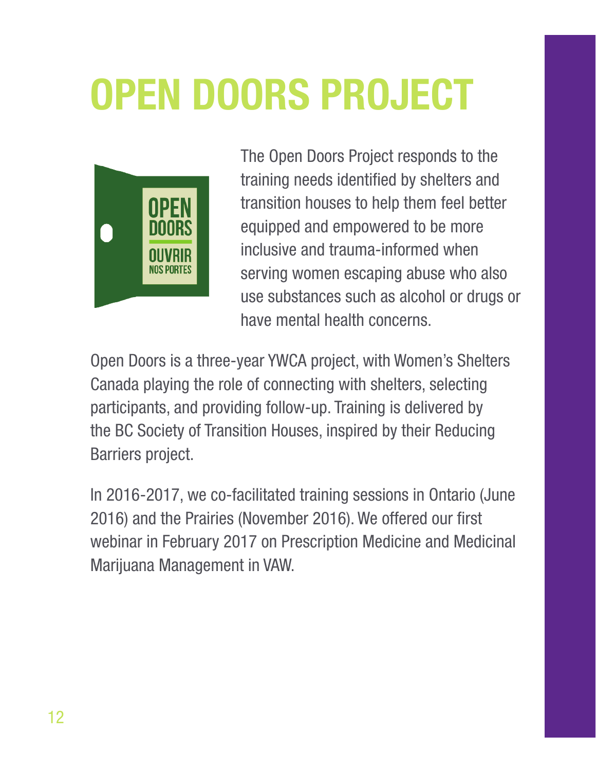# OPEN DOORS PROJECT

The Open Doors Project responds to the training needs identified by shelters and transition houses to help them feel better equipped and empowered to be more inclusive and trauma-informed when serving women escaping abuse who also use substances such as alcohol or drugs or have mental health concerns.

Open Doors is a three-year YWCA project, with Women's Shelters Canada playing the role of connecting with shelters, selecting participants, and providing follow-up. Training is delivered by the BC Society of Transition Houses, inspired by their Reducing Barriers project.

In 2016-2017, we co-facilitated training sessions in Ontario (June 2016) and the Prairies (November 2016). We offered our first webinar in February 2017 on Prescription Medicine and Medicinal Marijuana Management in VAW.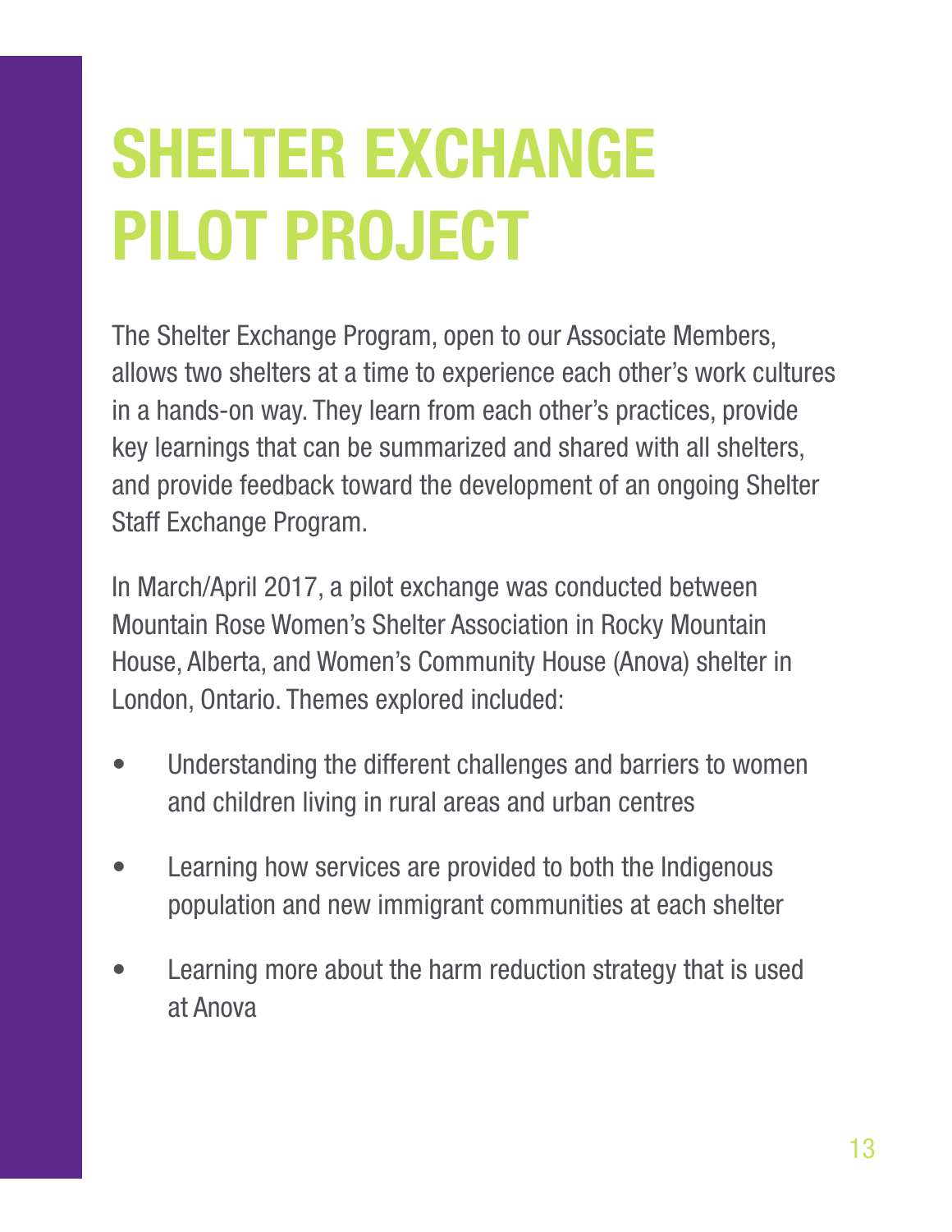# SHELTER EXCHANGE PILOT PROJECT

The Shelter Exchange Program, open to our Associate Members, allows two shelters at a time to experience each other's work cultures in a hands-on way. They learn from each other's practices, provide key learnings that can be summarized and shared with all shelters, and provide feedback toward the development of an ongoing Shelter Staff Exchange Program.

In March/April 2017, a pilot exchange was conducted between Mountain Rose Women's Shelter Association in Rocky Mountain House, Alberta, and Women's Community House (Anova) shelter in London, Ontario. Themes explored included:

- Understanding the different challenges and barriers to women and children living in rural areas and urban centres
- Learning how services are provided to both the Indigenous population and new immigrant communities at each shelter
- Learning more about the harm reduction strategy that is used at Anova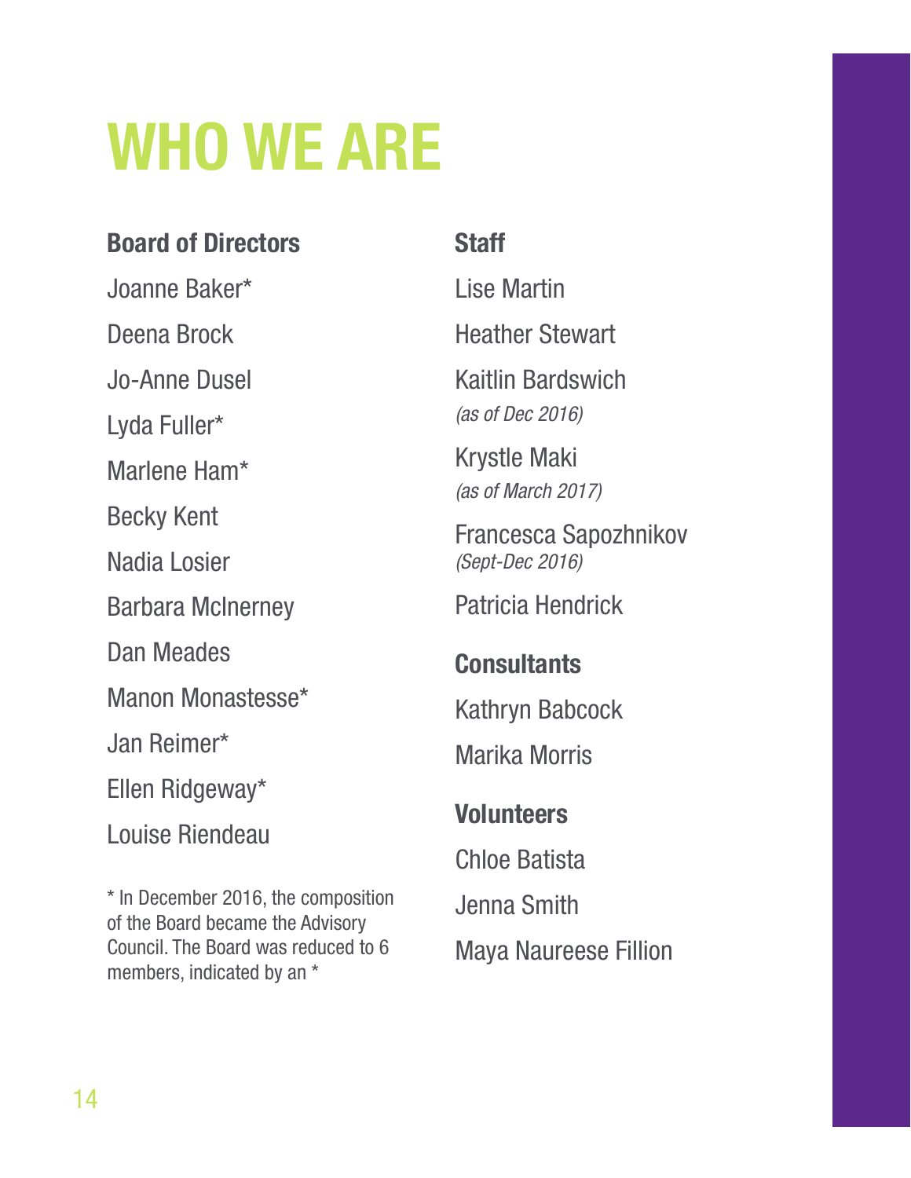# WHO WE ARE

## Board of Directors

Joanne Baker*

Deena Brock

Jo-Anne Dusel

Lyda Fuller*

Marlene Ham*

Becky Kent

Nadia Losier

Barbara McInerney

Dan Meades

Manon Monastesse*

Jan Reimer*

Ellen Ridgeway*

Louise Riendeau

* In December 2016, the composition of the Board became the Advisory Council. The Board was reduced to 6 members, indicated by an *

## Staff

Lise Martin

Heather Stewart

Kaitlin Bardswich
*(as of Dec 2016)*

Krystle Maki
*(as of March 2017)*

Francesca Sapozhnikov
*(Sept-Dec 2016)*

Patricia Hendrick

## Consultants

Kathryn Babcock

Marika Morris

## Volunteers

Chloe Batista

Jenna Smith

Maya Naureese Fillion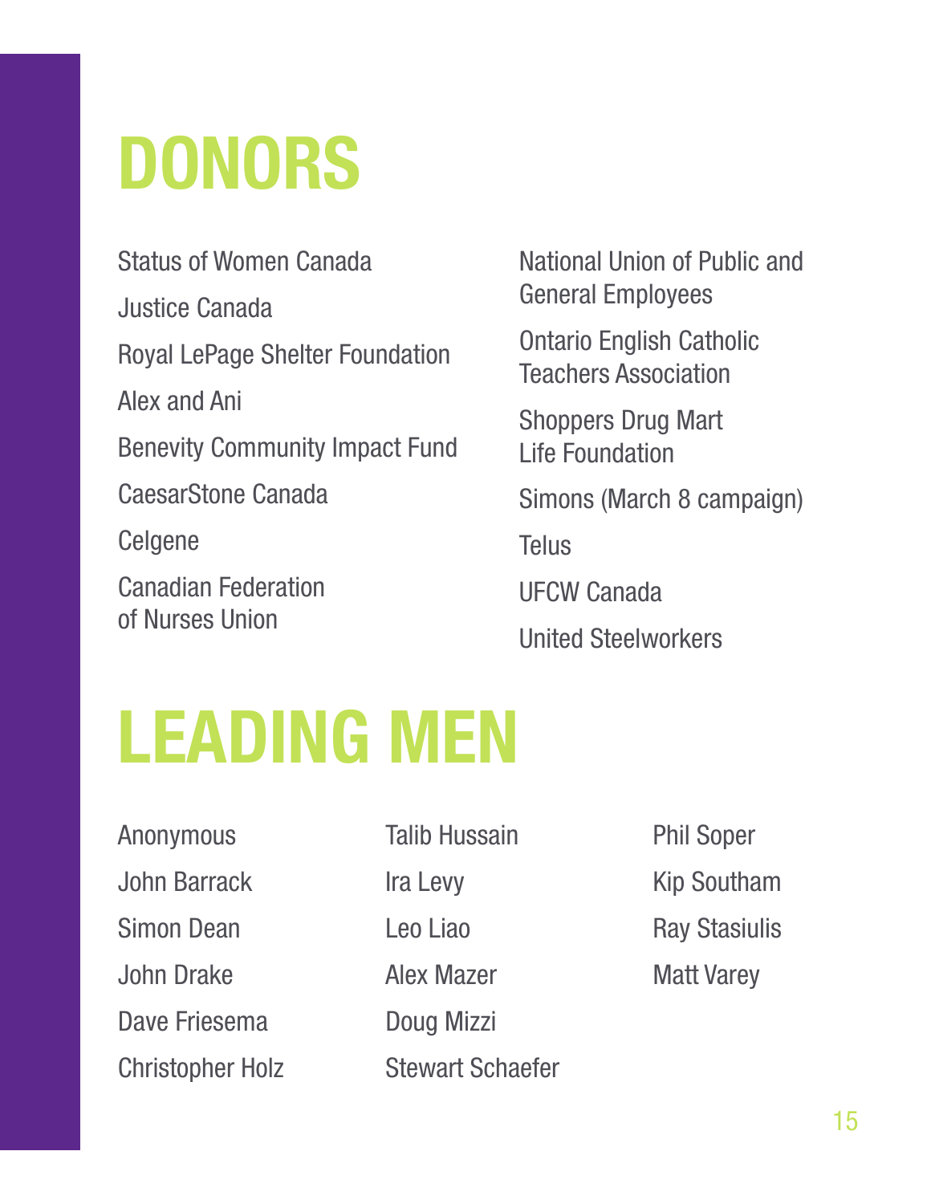# DONORS

Status of Women Canada

Justice Canada

Royal LePage Shelter Foundation

Alex and Ani

Benevity Community Impact Fund

CaesarStone Canada

Celgene

Canadian Federation of Nurses Union

National Union of Public and General Employees

Ontario English Catholic Teachers Association

Shoppers Drug Mart Life Foundation

Simons (March 8 campaign)

Telus

UFCW Canada

United Steelworkers

# LEADING MEN

Anonymous

John Barrack

Simon Dean

John Drake

Dave Friesema

Christopher Holz

Talib Hussain

Ira Levy

Leo Liao

Alex Mazer

Doug Mizzi

Stewart Schaefer

Phil Soper

Kip Southam

Ray Stasiulis

Matt Varey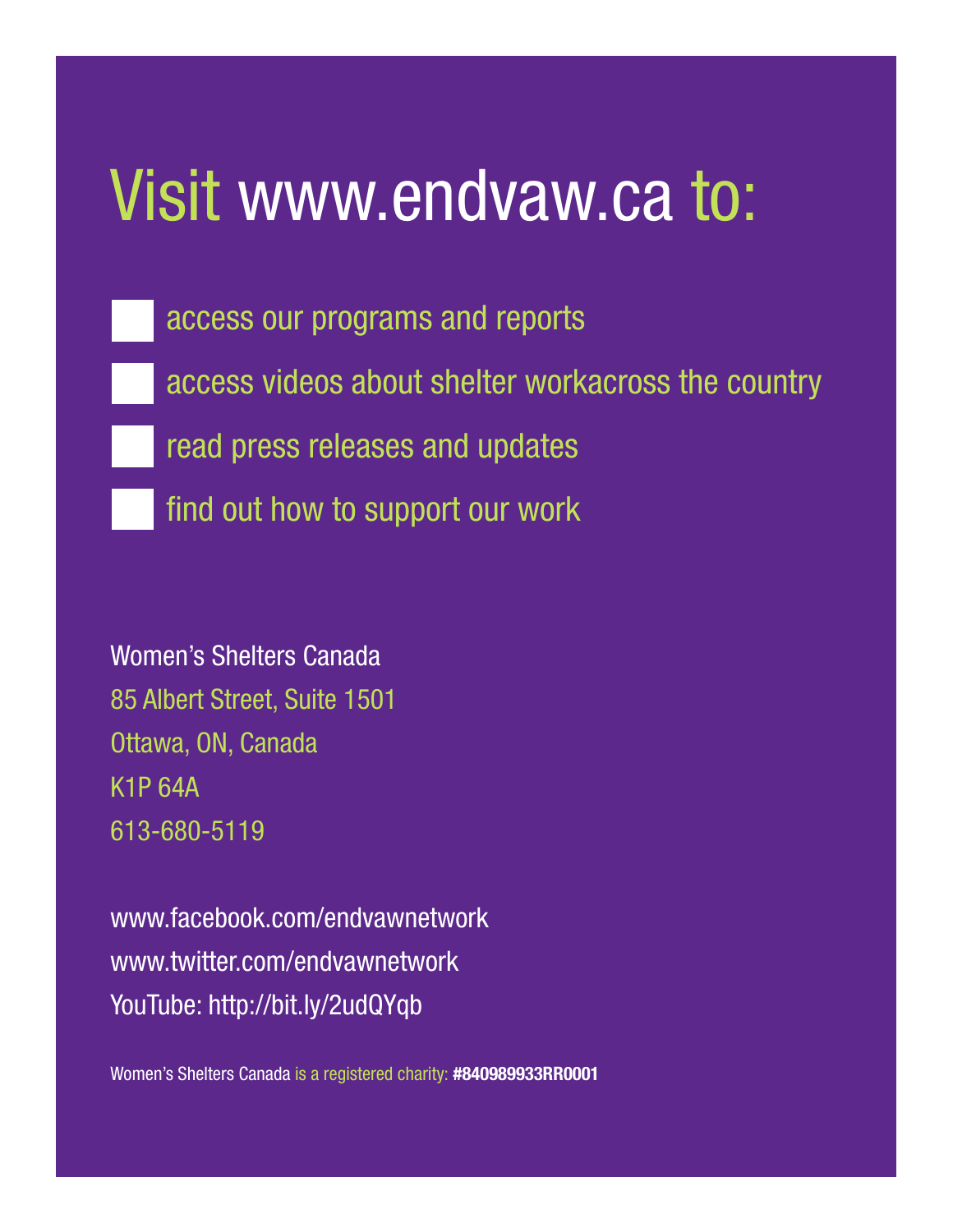# Visit www.endvaw.ca to:

- access our programs and reports
- access videos about shelter workacross the country
- read press releases and updates
- find out how to support our work

Women's Shelters Canada
85 Albert Street, Suite 1501
Ottawa, ON, Canada
K1P 64A
613-680-5119

www.facebook.com/endvawnetwork
www.twitter.com/endvawnetwork
YouTube: http://bit.ly/2udQYqb

Women's Shelters Canada is a registered charity: **#840989933RR0001**